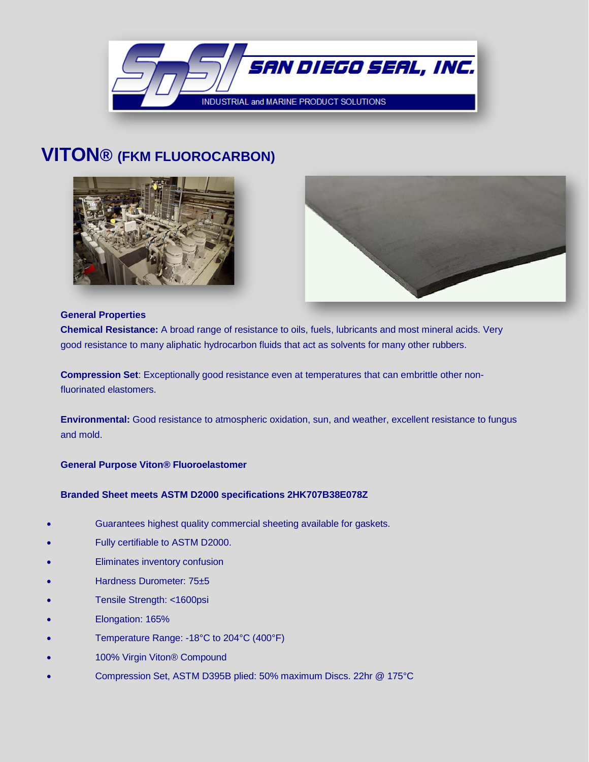SAN DIEGO SEAL, INC.

INDUSTRIAL and MARINE PRODUCT SOLUTIONS

# VITON® (FKM FLUOROCARBON)

**General Properties**

**Chemical Resistance:** A broad range of resistance to oils, fuels, lubricants and most mineral acids. Very good resistance to many aliphatic hydrocarbon fluids that act as solvents for many other rubbers.

**Compression Set**: Exceptionally good resistance even at temperatures that can embrittle other non-fluorinated elastomers.

**Environmental:** Good resistance to atmospheric oxidation, sun, and weather, excellent resistance to fungus and mold.

**General Purpose Viton® Fluoroelastomer**

**Branded Sheet meets ASTM D2000 specifications 2HK707B38E078Z**

- Guarantees highest quality commercial sheeting available for gaskets.
- Fully certifiable to ASTM D2000.
- Eliminates inventory confusion
- Hardness Durometer: 75±5
- Tensile Strength: <1600psi
- Elongation: 165%
- Temperature Range: -18°C to 204°C (400°F)
- 100% Virgin Viton® Compound
- Compression Set, ASTM D395B plied: 50% maximum Discs. 22hr @ 175°C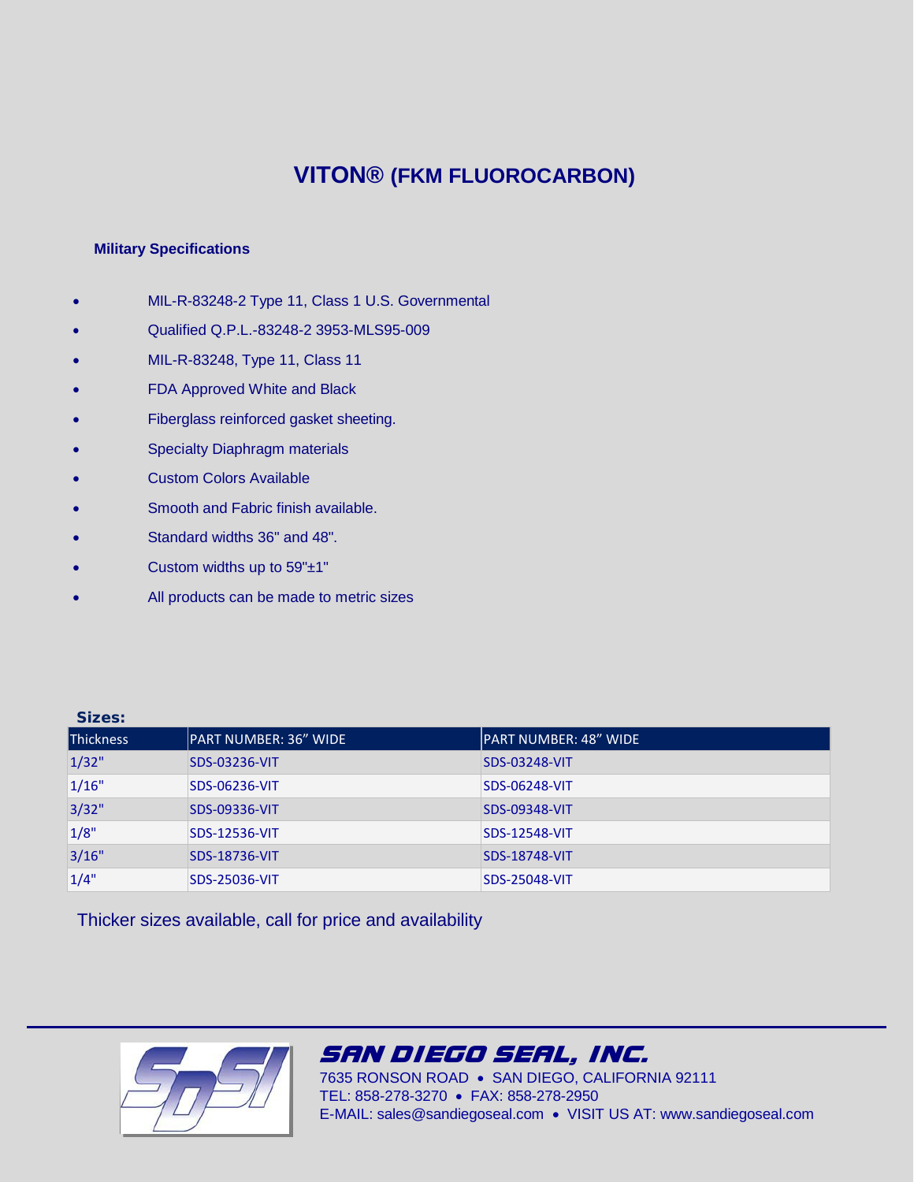# VITON® (FKM FLUOROCARBON)

**Military Specifications**

- MIL-R-83248-2 Type 11, Class 1 U.S. Governmental
- Qualified Q.P.L.-83248-2 3953-MLS95-009
- MIL-R-83248, Type 11, Class 11
- FDA Approved White and Black
- Fiberglass reinforced gasket sheeting.
- Specialty Diaphragm materials
- Custom Colors Available
- Smooth and Fabric finish available.
- Standard widths 36" and 48".
- Custom widths up to 59"±1"
- All products can be made to metric sizes

**Sizes:**

| Thickness | PART NUMBER: 36" WIDE | PART NUMBER: 48" WIDE |
|---|---|---|
| 1/32" | SDS-03236-VIT | SDS-03248-VIT |
| 1/16" | SDS-06236-VIT | SDS-06248-VIT |
| 3/32" | SDS-09336-VIT | SDS-09348-VIT |
| 1/8" | SDS-12536-VIT | SDS-12548-VIT |
| 3/16" | SDS-18736-VIT | SDS-18748-VIT |
| 1/4" | SDS-25036-VIT | SDS-25048-VIT |

Thicker sizes available, call for price and availability

**SAN DIEGO SEAL, INC.**

7635 RONSON ROAD • SAN DIEGO, CALIFORNIA 92111
TEL: 858-278-3270 • FAX: 858-278-2950
E-MAIL: sales@sandiegoseal.com • VISIT US AT: www.sandiegoseal.com